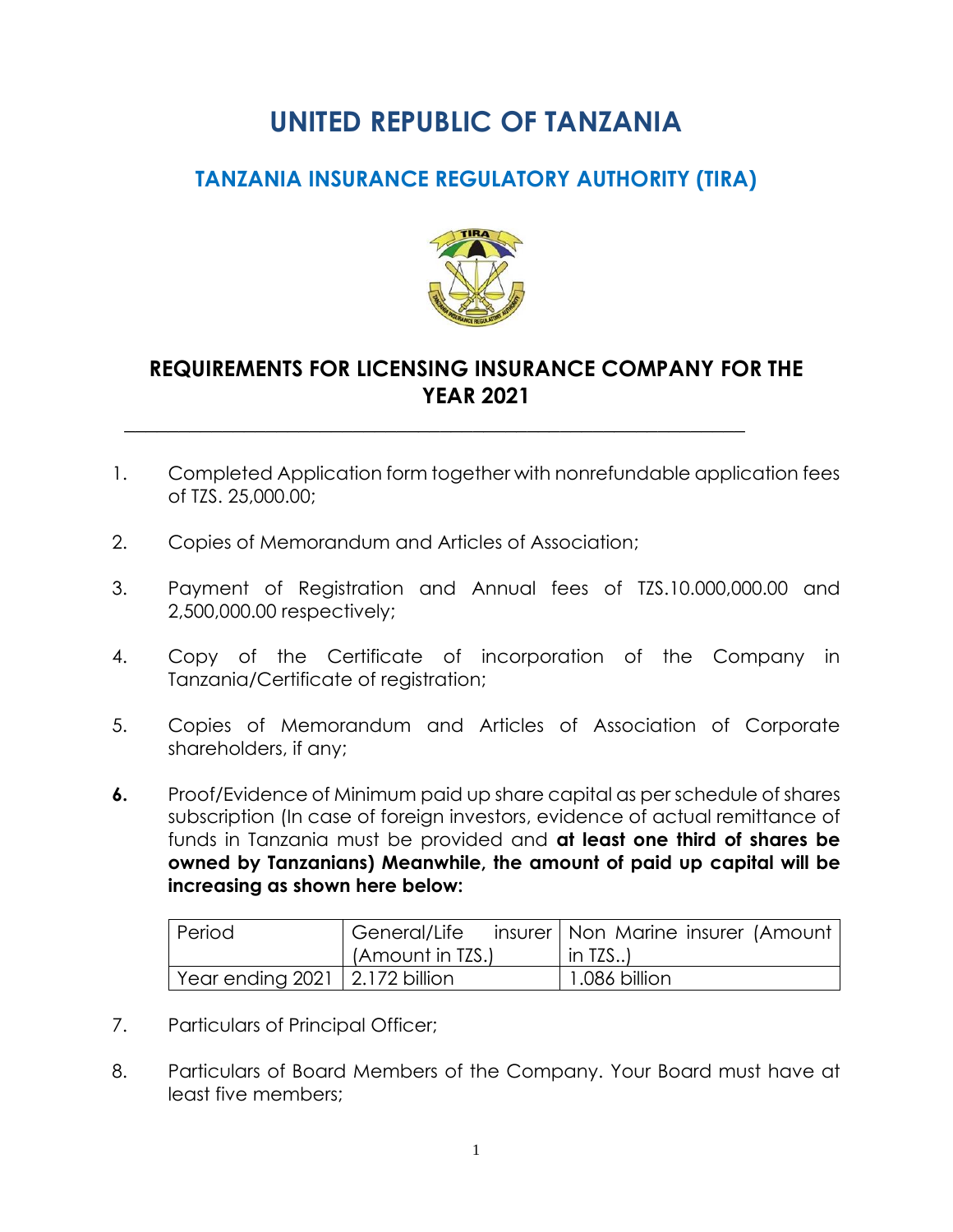# UNITED REPUBLIC OF TANZANIA

## TANZANIA INSURANCE REGULATORY AUTHORITY (TIRA)

### REQUIREMENTS FOR LICENSING INSURANCE COMPANY FOR THE YEAR 2021

---

1. Completed Application form together with nonrefundable application fees of TZS. 25,000.00;

2. Copies of Memorandum and Articles of Association;

3. Payment of Registration and Annual fees of TZS.10.000,000.00 and 2,500,000.00 respectively;

4. Copy of the Certificate of incorporation of the Company in Tanzania/Certificate of registration;

5. Copies of Memorandum and Articles of Association of Corporate shareholders, if any;

6. Proof/Evidence of Minimum paid up share capital as per schedule of shares subscription (In case of foreign investors, evidence of actual remittance of funds in Tanzania must be provided and **at least one third of shares be owned by Tanzanians) Meanwhile, the amount of paid up capital will be increasing as shown here below:**

| Period | General/Life insurer (Amount in TZS.) | Non Marine insurer (Amount in TZS..) |
|---|---|---|
| Year ending 2021 | 2.172 billion | 1.086 billion |

7. Particulars of Principal Officer;

8. Particulars of Board Members of the Company. Your Board must have at least five members;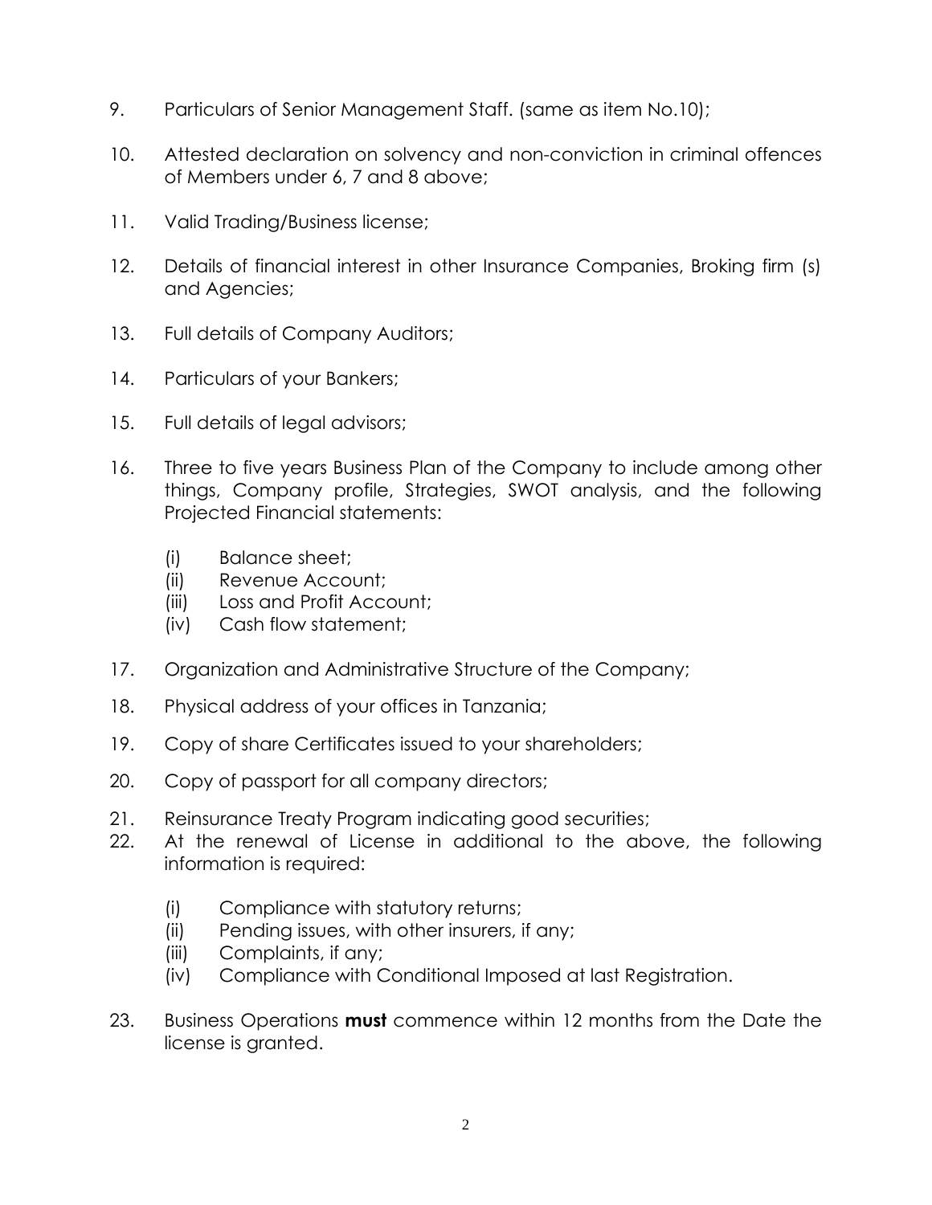9. Particulars of Senior Management Staff. (same as item No.10);

10. Attested declaration on solvency and non-conviction in criminal offences of Members under 6, 7 and 8 above;

11. Valid Trading/Business license;

12. Details of financial interest in other Insurance Companies, Broking firm (s) and Agencies;

13. Full details of Company Auditors;

14. Particulars of your Bankers;

15. Full details of legal advisors;

16. Three to five years Business Plan of the Company to include among other things, Company profile, Strategies, SWOT analysis, and the following Projected Financial statements:

    (i) Balance sheet;
    (ii) Revenue Account;
    (iii) Loss and Profit Account;
    (iv) Cash flow statement;

17. Organization and Administrative Structure of the Company;

18. Physical address of your offices in Tanzania;

19. Copy of share Certificates issued to your shareholders;

20. Copy of passport for all company directors;

21. Reinsurance Treaty Program indicating good securities;

22. At the renewal of License in additional to the above, the following information is required:

    (i) Compliance with statutory returns;
    (ii) Pending issues, with other insurers, if any;
    (iii) Complaints, if any;
    (iv) Compliance with Conditional Imposed at last Registration.

23. Business Operations **must** commence within 12 months from the Date the license is granted.